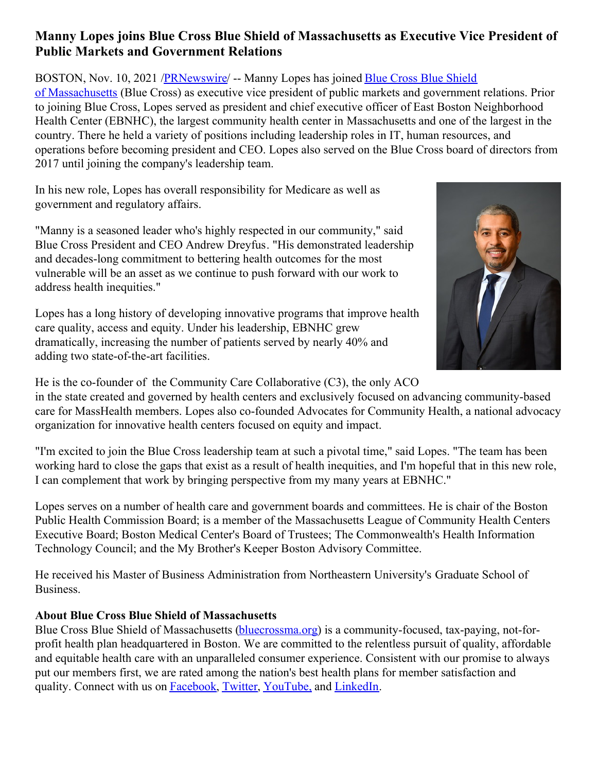# Manny Lopes joins Blue Cross Blue Shield of Massachusetts as Executive Vice President of Public Markets and Government Relations

BOSTON, Nov. 10, 2021 /PRNewswire/ -- Manny Lopes has joined Blue Cross Blue Shield of Massachusetts (Blue Cross) as executive vice president of public markets and government relations. Prior to joining Blue Cross, Lopes served as president and chief executive officer of East Boston Neighborhood Health Center (EBNHC), the largest community health center in Massachusetts and one of the largest in the country. There he held a variety of positions including leadership roles in IT, human resources, and operations before becoming president and CEO. Lopes also served on the Blue Cross board of directors from 2017 until joining the company's leadership team.

In his new role, Lopes has overall responsibility for Medicare as well as government and regulatory affairs.

"Manny is a seasoned leader who's highly respected in our community," said Blue Cross President and CEO Andrew Dreyfus. "His demonstrated leadership and decades-long commitment to bettering health outcomes for the most vulnerable will be an asset as we continue to push forward with our work to address health inequities."

Lopes has a long history of developing innovative programs that improve health care quality, access and equity. Under his leadership, EBNHC grew dramatically, increasing the number of patients served by nearly 40% and adding two state-of-the-art facilities.

He is the co-founder of the Community Care Collaborative (C3), the only ACO in the state created and governed by health centers and exclusively focused on advancing community-based care for MassHealth members. Lopes also co-founded Advocates for Community Health, a national advocacy organization for innovative health centers focused on equity and impact.

"I'm excited to join the Blue Cross leadership team at such a pivotal time," said Lopes. "The team has been working hard to close the gaps that exist as a result of health inequities, and I'm hopeful that in this new role, I can complement that work by bringing perspective from my many years at EBNHC."

Lopes serves on a number of health care and government boards and committees. He is chair of the Boston Public Health Commission Board; is a member of the Massachusetts League of Community Health Centers Executive Board; Boston Medical Center's Board of Trustees; The Commonwealth's Health Information Technology Council; and the My Brother's Keeper Boston Advisory Committee.

He received his Master of Business Administration from Northeastern University's Graduate School of Business.

**About Blue Cross Blue Shield of Massachusetts**

Blue Cross Blue Shield of Massachusetts (bluecrossma.org) is a community-focused, tax-paying, not-for-profit health plan headquartered in Boston. We are committed to the relentless pursuit of quality, affordable and equitable health care with an unparalleled consumer experience. Consistent with our promise to always put our members first, we are rated among the nation's best health plans for member satisfaction and quality. Connect with us on Facebook, Twitter, YouTube, and LinkedIn.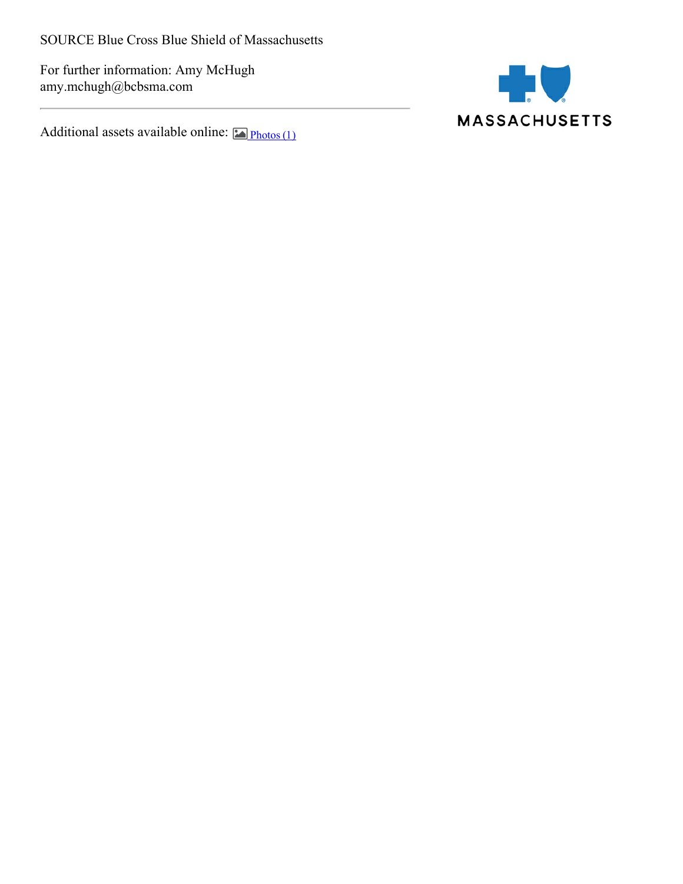SOURCE Blue Cross Blue Shield of Massachusetts

For further information: Amy McHugh
amy.mchugh@bcbsma.com

---

Additional assets available online: Photos (1)

MASSACHUSETTS